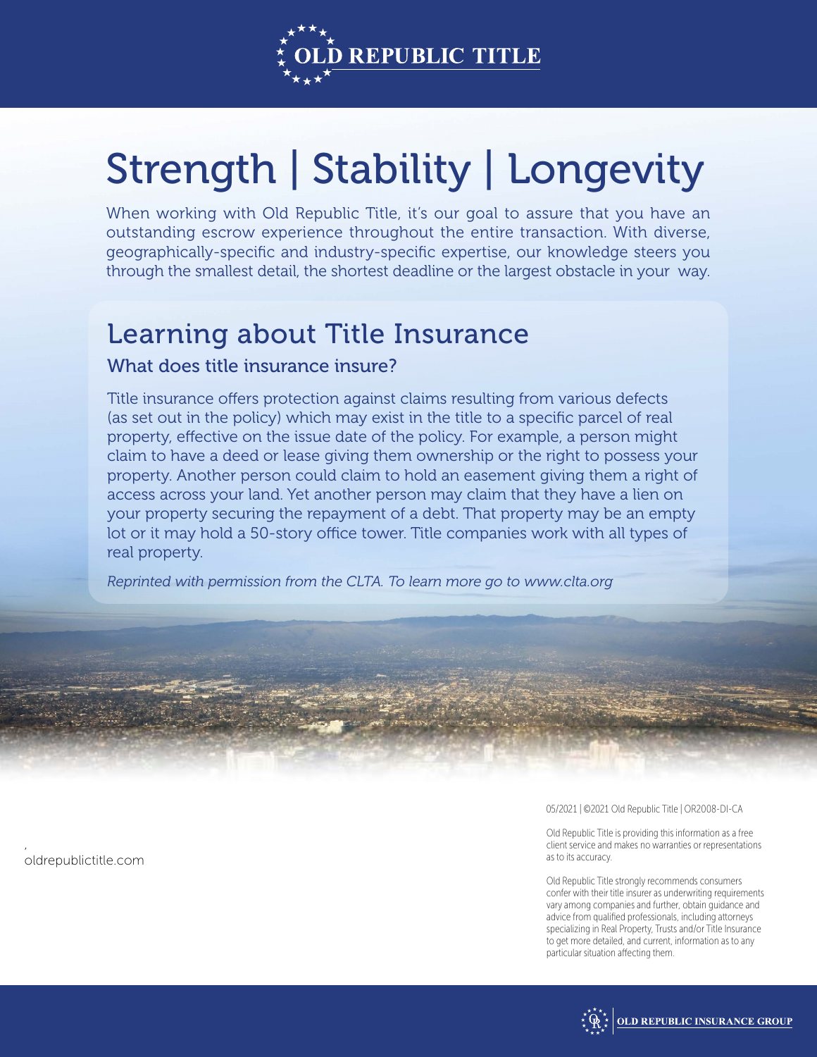OLD REPUBLIC TITLE

# Strength | Stability | Longevity

When working with Old Republic Title, it's our goal to assure that you have an outstanding escrow experience throughout the entire transaction. With diverse, geographically-specific and industry-specific expertise, our knowledge steers you through the smallest detail, the shortest deadline or the largest obstacle in your way.

## Learning about Title Insurance

### What does title insurance insure?

Title insurance offers protection against claims resulting from various defects (as set out in the policy) which may exist in the title to a specific parcel of real property, effective on the issue date of the policy. For example, a person might claim to have a deed or lease giving them ownership or the right to possess your property. Another person could claim to hold an easement giving them a right of access across your land. Yet another person may claim that they have a lien on your property securing the repayment of a debt. That property may be an empty lot or it may hold a 50-story office tower. Title companies work with all types of real property.

*Reprinted with permission from the CLTA. To learn more go to www.clta.org*

oldrepublictitle.com

05/2021 | ©2021 Old Republic Title | OR2008-DI-CA

Old Republic Title is providing this information as a free client service and makes no warranties or representations as to its accuracy.

Old Republic Title strongly recommends consumers confer with their title insurer as underwriting requirements vary among companies and further, obtain guidance and advice from qualified professionals, including attorneys specializing in Real Property, Trusts and/or Title Insurance to get more detailed, and current, information as to any particular situation affecting them.

OLD REPUBLIC INSURANCE GROUP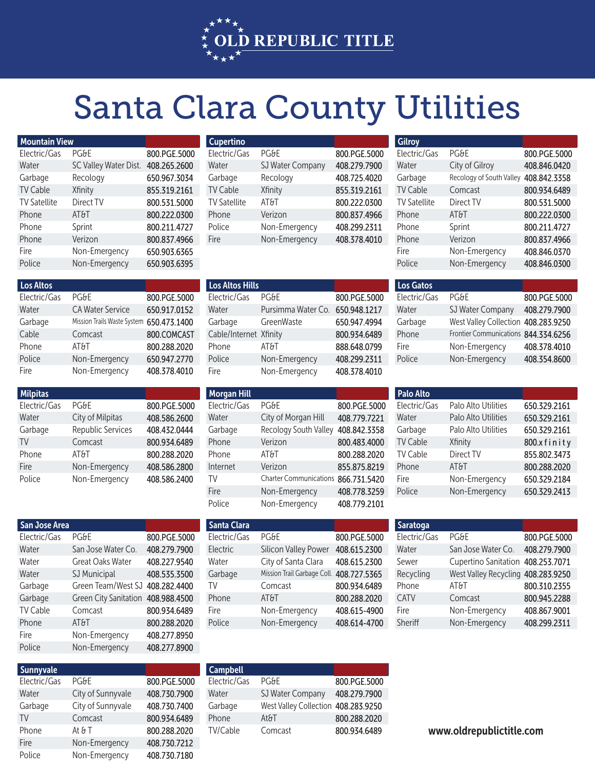OLD REPUBLIC TITLE

# Santa Clara County Utilities

| Mountain View | | |
|---|---|---|
| Electric/Gas | PG&E | 800.PGE.5000 |
| Water | SC Valley Water Dist. | 408.265.2600 |
| Garbage | Recology | 650.967.3034 |
| TV Cable | Xfinity | 855.319.2161 |
| TV Satellite | Direct TV | 800.531.5000 |
| Phone | AT&T | 800.222.0300 |
| Phone | Sprint | 800.211.4727 |
| Phone | Verizon | 800.837.4966 |
| Fire | Non-Emergency | 650.903.6365 |
| Police | Non-Emergency | 650.903.6395 |

| Cupertino | | |
|---|---|---|
| Electric/Gas | PG&E | 800.PGE.5000 |
| Water | SJ Water Company | 408.279.7900 |
| Garbage | Recology | 408.725.4020 |
| TV Cable | Xfinity | 855.319.2161 |
| TV Satellite | AT&T | 800.222.0300 |
| Phone | Verizon | 800.837.4966 |
| Police | Non-Emergency | 408.299.2311 |
| Fire | Non-Emergency | 408.378.4010 |

| Gilroy | | |
|---|---|---|
| Electric/Gas | PG&E | 800.PGE.5000 |
| Water | City of Gilroy | 408.846.0420 |
| Garbage | Recology of South Valley | 408.842.3358 |
| TV Cable | Comcast | 800.934.6489 |
| TV Satellite | Direct TV | 800.531.5000 |
| Phone | AT&T | 800.222.0300 |
| Phone | Sprint | 800.211.4727 |
| Phone | Verizon | 800.837.4966 |
| Fire | Non-Emergency | 408.846.0370 |
| Police | Non-Emergency | 408.846.0300 |

| Los Altos | | |
|---|---|---|
| Electric/Gas | PG&E | 800.PGE.5000 |
| Water | CA Water Service | 650.917.0152 |
| Garbage | Mission Trails Waste System | 650.473.1400 |
| Cable | Comcast | 800.COMCAST |
| Phone | AT&T | 800.288.2020 |
| Police | Non-Emergency | 650.947.2770 |
| Fire | Non-Emergency | 408.378.4010 |

| Los Altos Hills | | |
|---|---|---|
| Electric/Gas | PG&E | 800.PGE.5000 |
| Water | Pursimma Water Co. | 650.948.1217 |
| Garbage | GreenWaste | 650.947.4994 |
| Cable/Internet | Xfinity | 800.934.6489 |
| Phone | AT&T | 888.648.0799 |
| Police | Non-Emergency | 408.299.2311 |
| Fire | Non-Emergency | 408.378.4010 |

| Los Gatos | | |
|---|---|---|
| Electric/Gas | PG&E | 800.PGE.5000 |
| Water | SJ Water Company | 408.279.7900 |
| Garbage | West Valley Collection | 408.283.9250 |
| Phone | Frontier Communications | 844.334.6256 |
| Fire | Non-Emergency | 408.378.4010 |
| Police | Non-Emergency | 408.354.8600 |

| Milpitas | | |
|---|---|---|
| Electric/Gas | PG&E | 800.PGE.5000 |
| Water | City of Milpitas | 408.586.2600 |
| Garbage | Republic Services | 408.432.0444 |
| TV | Comcast | 800.934.6489 |
| Phone | AT&T | 800.288.2020 |
| Fire | Non-Emergency | 408.586.2800 |
| Police | Non-Emergency | 408.586.2400 |

| Morgan Hill | | |
|---|---|---|
| Electric/Gas | PG&E | 800.PGE.5000 |
| Water | City of Morgan Hill | 408.779.7221 |
| Garbage | Recology South Valley | 408.842.3358 |
| Phone | Verizon | 800.483.4000 |
| Phone | AT&T | 800.288.2020 |
| Internet | Verizon | 855.875.8219 |
| TV | Charter Communications | 866.731.5420 |
| Fire | Non-Emergency | 408.778.3259 |
| Police | Non-Emergency | 408.779.2101 |

| Palo Alto | | |
|---|---|---|
| Electric/Gas | Palo Alto Utilities | 650.329.2161 |
| Water | Palo Alto Utilities | 650.329.2161 |
| Garbage | Palo Alto Utilities | 650.329.2161 |
| TV Cable | Xfinity | 800.xfinity |
| TV Cable | Direct TV | 855.802.3473 |
| Phone | AT&T | 800.288.2020 |
| Fire | Non-Emergency | 650.329.2184 |
| Police | Non-Emergency | 650.329.2413 |

| San Jose Area | | |
|---|---|---|
| Electric/Gas | PG&E | 800.PGE.5000 |
| Water | San Jose Water Co. | 408.279.7900 |
| Water | Great Oaks Water | 408.227.9540 |
| Water | SJ Municipal | 408.535.3500 |
| Garbage | Green Team/West SJ | 408.282.4400 |
| Garbage | Green City Sanitation | 408.988.4500 |
| TV Cable | Comcast | 800.934.6489 |
| Phone | AT&T | 800.288.2020 |
| Fire | Non-Emergency | 408.277.8950 |
| Police | Non-Emergency | 408.277.8900 |

| Santa Clara | | |
|---|---|---|
| Electric/Gas | PG&E | 800.PGE.5000 |
| Electric | Silicon Valley Power | 408.615.2300 |
| Water | City of Santa Clara | 408.615.2300 |
| Garbage | Mission Trail Garbage Coll. | 408.727.5365 |
| TV | Comcast | 800.934.6489 |
| Phone | AT&T | 800.288.2020 |
| Fire | Non-Emergency | 408.615-4900 |
| Police | Non-Emergency | 408.614-4700 |

| Saratoga | | |
|---|---|---|
| Electric/Gas | PG&E | 800.PGE.5000 |
| Water | San Jose Water Co. | 408.279.7900 |
| Sewer | Cupertino Sanitation | 408.253.7071 |
| Recycling | West Valley Recycling | 408.283.9250 |
| Phone | AT&T | 800.310.2355 |
| CATV | Comcast | 800.945.2288 |
| Fire | Non-Emergency | 408.867.9001 |
| Sheriff | Non-Emergency | 408.299.2311 |

| Sunnyvale | | |
|---|---|---|
| Electric/Gas | PG&E | 800.PGE.5000 |
| Water | City of Sunnyvale | 408.730.7900 |
| Garbage | City of Sunnyvale | 408.730.7400 |
| TV | Comcast | 800.934.6489 |
| Phone | At & T | 800.288.2020 |
| Fire | Non-Emergency | 408.730.7212 |
| Police | Non-Emergency | 408.730.7180 |

| Campbell | | |
|---|---|---|
| Electric/Gas | PG&E | 800.PGE.5000 |
| Water | SJ Water Company | 408.279.7900 |
| Garbage | West Valley Collection | 408.283.9250 |
| Phone | At&T | 800.288.2020 |
| TV/Cable | Comcast | 800.934.6489 |

**www.oldrepublictitle.com**